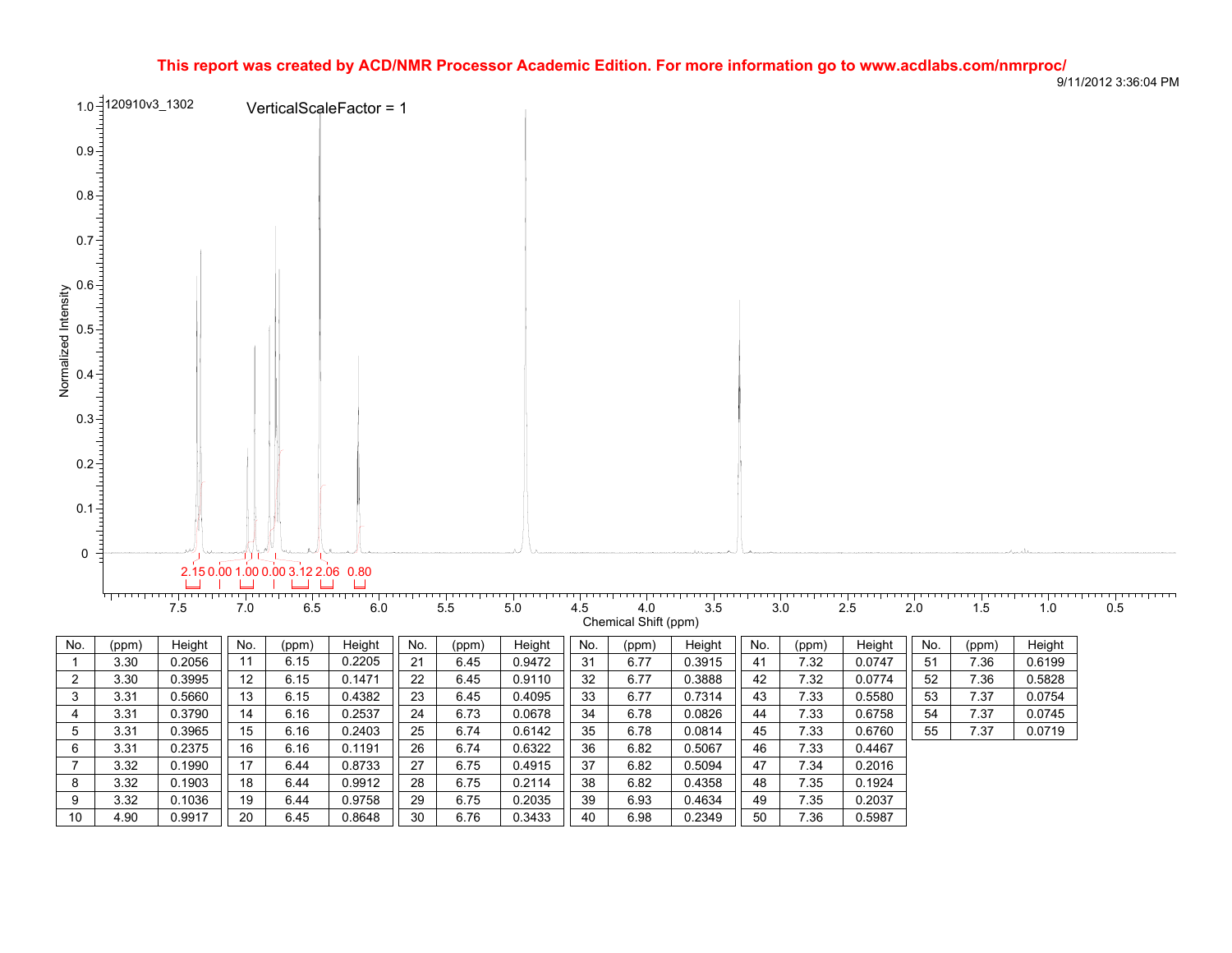**This report was created by ACD/NMR Processor Academic Edition. For more information go to www.acdlabs.com/nmrproc/**

9/11/2012 3:36:04 PM

120910v3_1302

VerticalScaleFactor = 1

Normalized Intensity

Chemical Shift (ppm)

2.15 0.00 1.00 0.00 3.12 2.06 0.80

| No. | (ppm) | Height |
|---|---|---|
| 1 | 3.30 | 0.2056 |
| 2 | 3.30 | 0.3995 |
| 3 | 3.31 | 0.5660 |
| 4 | 3.31 | 0.3790 |
| 5 | 3.31 | 0.3965 |
| 6 | 3.31 | 0.2375 |
| 7 | 3.32 | 0.1990 |
| 8 | 3.32 | 0.1903 |
| 9 | 3.32 | 0.1036 |
| 10 | 4.90 | 0.9917 |
| 11 | 6.15 | 0.2205 |
| 12 | 6.15 | 0.1471 |
| 13 | 6.15 | 0.4382 |
| 14 | 6.16 | 0.2537 |
| 15 | 6.16 | 0.2403 |
| 16 | 6.16 | 0.1191 |
| 17 | 6.44 | 0.8733 |
| 18 | 6.44 | 0.9912 |
| 19 | 6.44 | 0.9758 |
| 20 | 6.45 | 0.8648 |
| 21 | 6.45 | 0.9472 |
| 22 | 6.45 | 0.9110 |
| 23 | 6.45 | 0.4095 |
| 24 | 6.73 | 0.0678 |
| 25 | 6.74 | 0.6142 |
| 26 | 6.74 | 0.6322 |
| 27 | 6.75 | 0.4915 |
| 28 | 6.75 | 0.2114 |
| 29 | 6.75 | 0.2035 |
| 30 | 6.76 | 0.3433 |
| 31 | 6.77 | 0.3915 |
| 32 | 6.77 | 0.3888 |
| 33 | 6.77 | 0.7314 |
| 34 | 6.78 | 0.0826 |
| 35 | 6.78 | 0.0814 |
| 36 | 6.82 | 0.5067 |
| 37 | 6.82 | 0.5094 |
| 38 | 6.82 | 0.4358 |
| 39 | 6.93 | 0.4634 |
| 40 | 6.98 | 0.2349 |
| 41 | 7.32 | 0.0747 |
| 42 | 7.32 | 0.0774 |
| 43 | 7.33 | 0.5580 |
| 44 | 7.33 | 0.6758 |
| 45 | 7.33 | 0.6760 |
| 46 | 7.33 | 0.4467 |
| 47 | 7.34 | 0.2016 |
| 48 | 7.35 | 0.1924 |
| 49 | 7.35 | 0.2037 |
| 50 | 7.36 | 0.5987 |
| 51 | 7.36 | 0.6199 |
| 52 | 7.36 | 0.5828 |
| 53 | 7.37 | 0.0754 |
| 54 | 7.37 | 0.0745 |
| 55 | 7.37 | 0.0719 |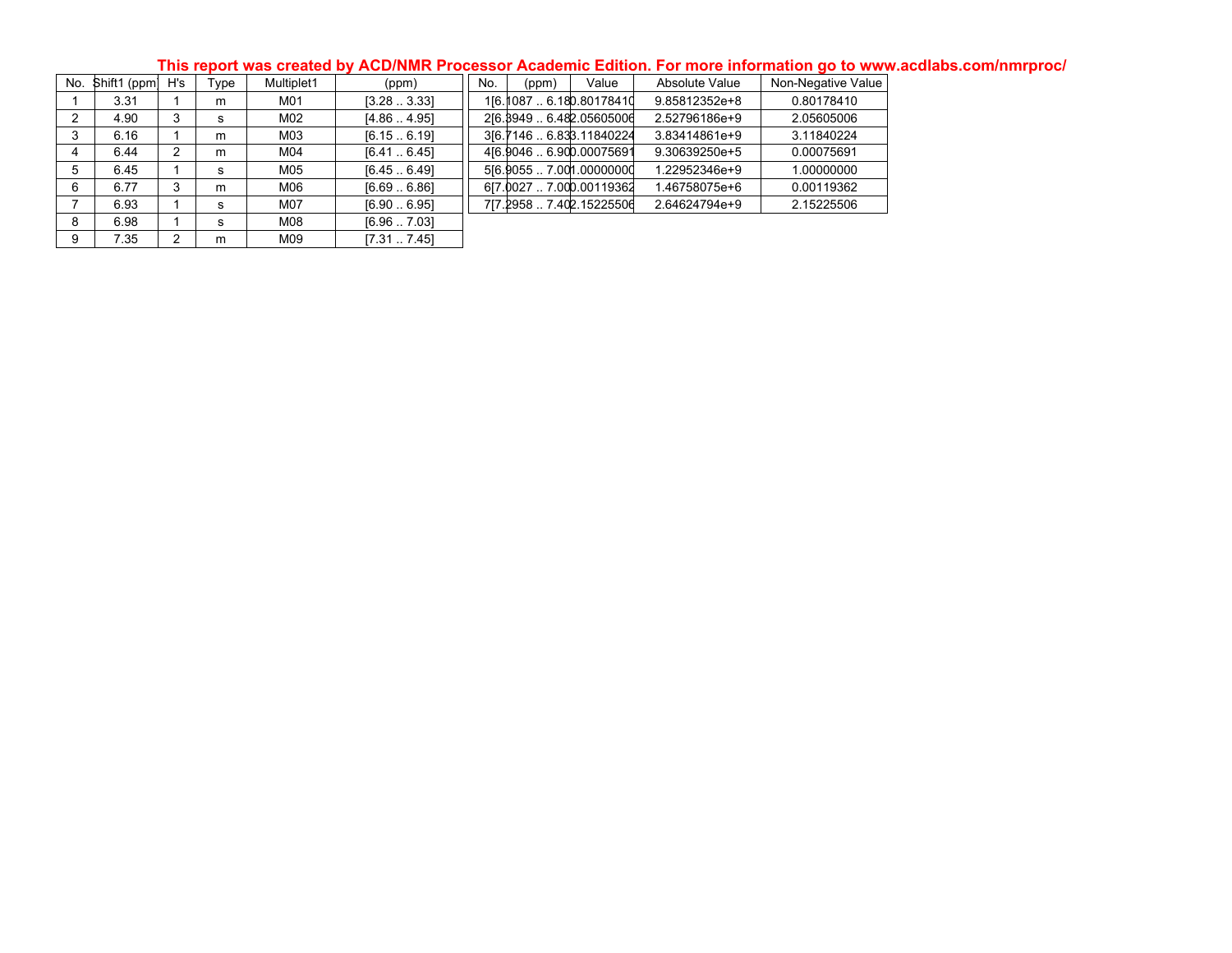**This report was created by ACD/NMR Processor Academic Edition. For more information go to www.acdlabs.com/nmrproc/**

| No. | Shift1 (ppm) | H's | Type | Multiplet1 | (ppm) |
|---|---|---|---|---|---|
| 1 | 3.31 | 1 | m | M01 | [3.28 .. 3.33] |
| 2 | 4.90 | 3 | s | M02 | [4.86 .. 4.95] |
| 3 | 6.16 | 1 | m | M03 | [6.15 .. 6.19] |
| 4 | 6.44 | 2 | m | M04 | [6.41 .. 6.45] |
| 5 | 6.45 | 1 | s | M05 | [6.45 .. 6.49] |
| 6 | 6.77 | 3 | m | M06 | [6.69 .. 6.86] |
| 7 | 6.93 | 1 | s | M07 | [6.90 .. 6.95] |
| 8 | 6.98 | 1 | s | M08 | [6.96 .. 7.03] |
| 9 | 7.35 | 2 | m | M09 | [7.31 .. 7.45] |

| No. | (ppm) | Value | Absolute Value | Non-Negative Value |
|---|---|---|---|---|
| 1 | [6.1087 .. 6.18 | 0.80178410 | 9.85812352e+8 | 0.80178410 |
| 2 | [6.3949 .. 6.48 | 2.05605006 | 2.52796186e+9 | 2.05605006 |
| 3 | [6.7146 .. 6.83 | 3.11840224 | 3.83414861e+9 | 3.11840224 |
| 4 | [6.9046 .. 6.90 | 0.00075691 | 9.30639250e+5 | 0.00075691 |
| 5 | [6.9055 .. 7.00 | 1.00000000 | 1.22952346e+9 | 1.00000000 |
| 6 | [7.0027 .. 7.00 | 0.00119362 | 1.46758075e+6 | 0.00119362 |
| 7 | [7.2958 .. 7.40 | 2.15225506 | 2.64624794e+9 | 2.15225506 |